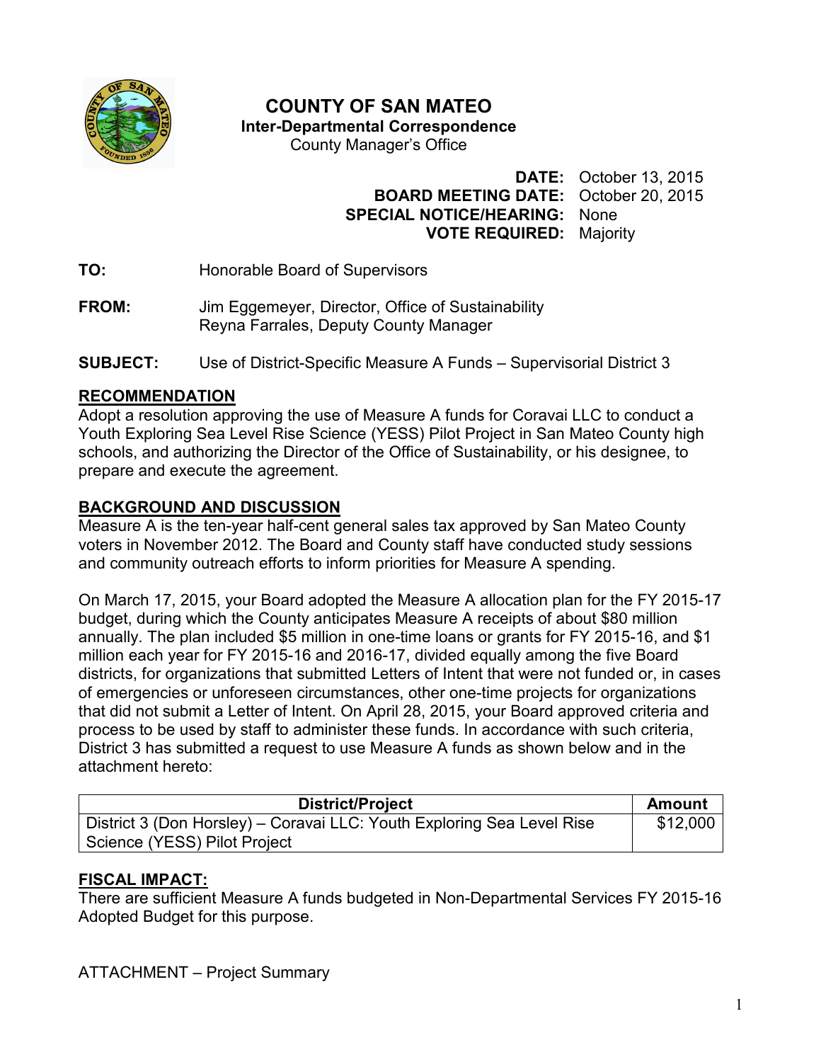# COUNTY OF SAN MATEO

**Inter-Departmental Correspondence**

County Manager's Office

**DATE:** October 13, 2015
**BOARD MEETING DATE:** October 20, 2015
**SPECIAL NOTICE/HEARING:** None
**VOTE REQUIRED:** Majority

**TO:** Honorable Board of Supervisors

**FROM:** Jim Eggemeyer, Director, Office of Sustainability
Reyna Farrales, Deputy County Manager

**SUBJECT:** Use of District-Specific Measure A Funds – Supervisorial District 3

## RECOMMENDATION

Adopt a resolution approving the use of Measure A funds for Coravai LLC to conduct a Youth Exploring Sea Level Rise Science (YESS) Pilot Project in San Mateo County high schools, and authorizing the Director of the Office of Sustainability, or his designee, to prepare and execute the agreement.

## BACKGROUND AND DISCUSSION

Measure A is the ten-year half-cent general sales tax approved by San Mateo County voters in November 2012. The Board and County staff have conducted study sessions and community outreach efforts to inform priorities for Measure A spending.

On March 17, 2015, your Board adopted the Measure A allocation plan for the FY 2015-17 budget, during which the County anticipates Measure A receipts of about $80 million annually. The plan included $5 million in one-time loans or grants for FY 2015-16, and $1 million each year for FY 2015-16 and 2016-17, divided equally among the five Board districts, for organizations that submitted Letters of Intent that were not funded or, in cases of emergencies or unforeseen circumstances, other one-time projects for organizations that did not submit a Letter of Intent. On April 28, 2015, your Board approved criteria and process to be used by staff to administer these funds. In accordance with such criteria, District 3 has submitted a request to use Measure A funds as shown below and in the attachment hereto:

| District/Project | Amount |
|---|---|
| District 3 (Don Horsley) – Coravai LLC: Youth Exploring Sea Level Rise Science (YESS) Pilot Project | $12,000 |

## FISCAL IMPACT:

There are sufficient Measure A funds budgeted in Non-Departmental Services FY 2015-16 Adopted Budget for this purpose.

ATTACHMENT – Project Summary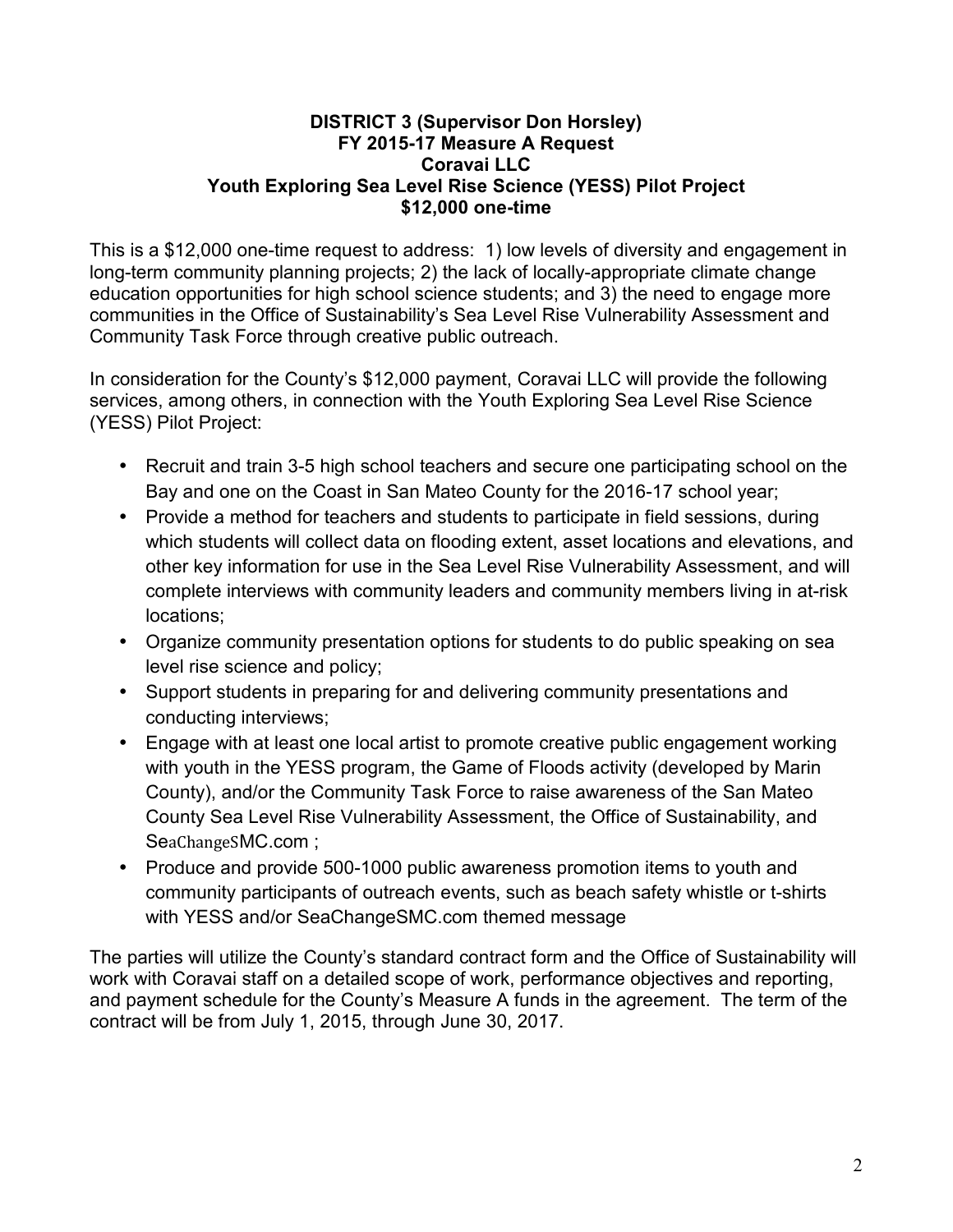**DISTRICT 3 (Supervisor Don Horsley)**
**FY 2015-17 Measure A Request**
**Coravai LLC**
**Youth Exploring Sea Level Rise Science (YESS) Pilot Project**
**$12,000 one-time**

This is a $12,000 one-time request to address: 1) low levels of diversity and engagement in long-term community planning projects; 2) the lack of locally-appropriate climate change education opportunities for high school science students; and 3) the need to engage more communities in the Office of Sustainability's Sea Level Rise Vulnerability Assessment and Community Task Force through creative public outreach.

In consideration for the County's $12,000 payment, Coravai LLC will provide the following services, among others, in connection with the Youth Exploring Sea Level Rise Science (YESS) Pilot Project:

- Recruit and train 3-5 high school teachers and secure one participating school on the Bay and one on the Coast in San Mateo County for the 2016-17 school year;
- Provide a method for teachers and students to participate in field sessions, during which students will collect data on flooding extent, asset locations and elevations, and other key information for use in the Sea Level Rise Vulnerability Assessment, and will complete interviews with community leaders and community members living in at-risk locations;
- Organize community presentation options for students to do public speaking on sea level rise science and policy;
- Support students in preparing for and delivering community presentations and conducting interviews;
- Engage with at least one local artist to promote creative public engagement working with youth in the YESS program, the Game of Floods activity (developed by Marin County), and/or the Community Task Force to raise awareness of the San Mateo County Sea Level Rise Vulnerability Assessment, the Office of Sustainability, and SeaChangeSMC.com ;
- Produce and provide 500-1000 public awareness promotion items to youth and community participants of outreach events, such as beach safety whistle or t-shirts with YESS and/or SeaChangeSMC.com themed message

The parties will utilize the County's standard contract form and the Office of Sustainability will work with Coravai staff on a detailed scope of work, performance objectives and reporting, and payment schedule for the County's Measure A funds in the agreement. The term of the contract will be from July 1, 2015, through June 30, 2017.